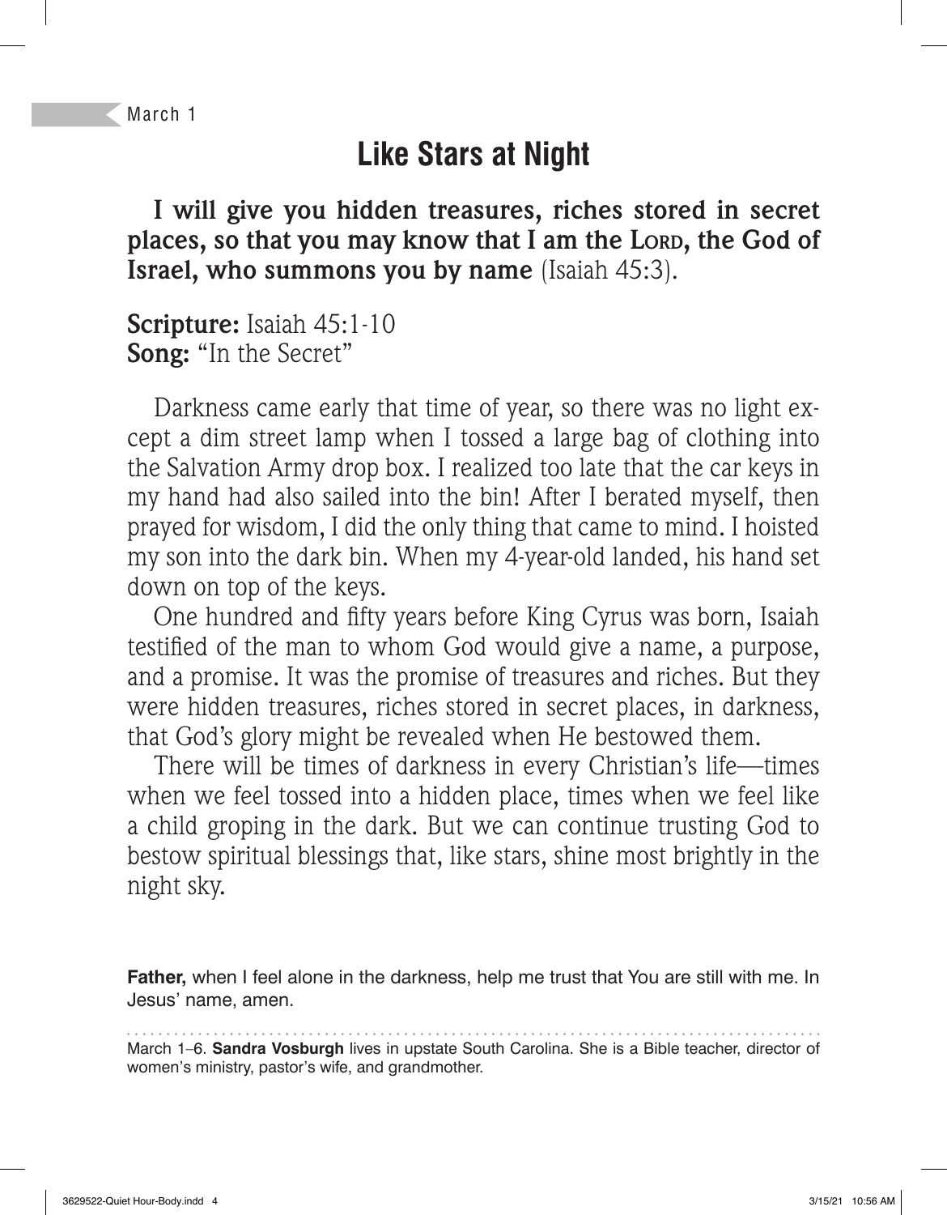March 1

# Like Stars at Night

**I will give you hidden treasures, riches stored in secret places, so that you may know that I am the Lord, the God of Israel, who summons you by name** (Isaiah 45:3).

**Scripture:** Isaiah 45:1-10
**Song:** "In the Secret"

Darkness came early that time of year, so there was no light except a dim street lamp when I tossed a large bag of clothing into the Salvation Army drop box. I realized too late that the car keys in my hand had also sailed into the bin! After I berated myself, then prayed for wisdom, I did the only thing that came to mind. I hoisted my son into the dark bin. When my 4-year-old landed, his hand set down on top of the keys.

One hundred and fifty years before King Cyrus was born, Isaiah testified of the man to whom God would give a name, a purpose, and a promise. It was the promise of treasures and riches. But they were hidden treasures, riches stored in secret places, in darkness, that God's glory might be revealed when He bestowed them.

There will be times of darkness in every Christian's life—times when we feel tossed into a hidden place, times when we feel like a child groping in the dark. But we can continue trusting God to bestow spiritual blessings that, like stars, shine most brightly in the night sky.

**Father,** when I feel alone in the darkness, help me trust that You are still with me. In Jesus' name, amen.

March 1–6. **Sandra Vosburgh** lives in upstate South Carolina. She is a Bible teacher, director of women's ministry, pastor's wife, and grandmother.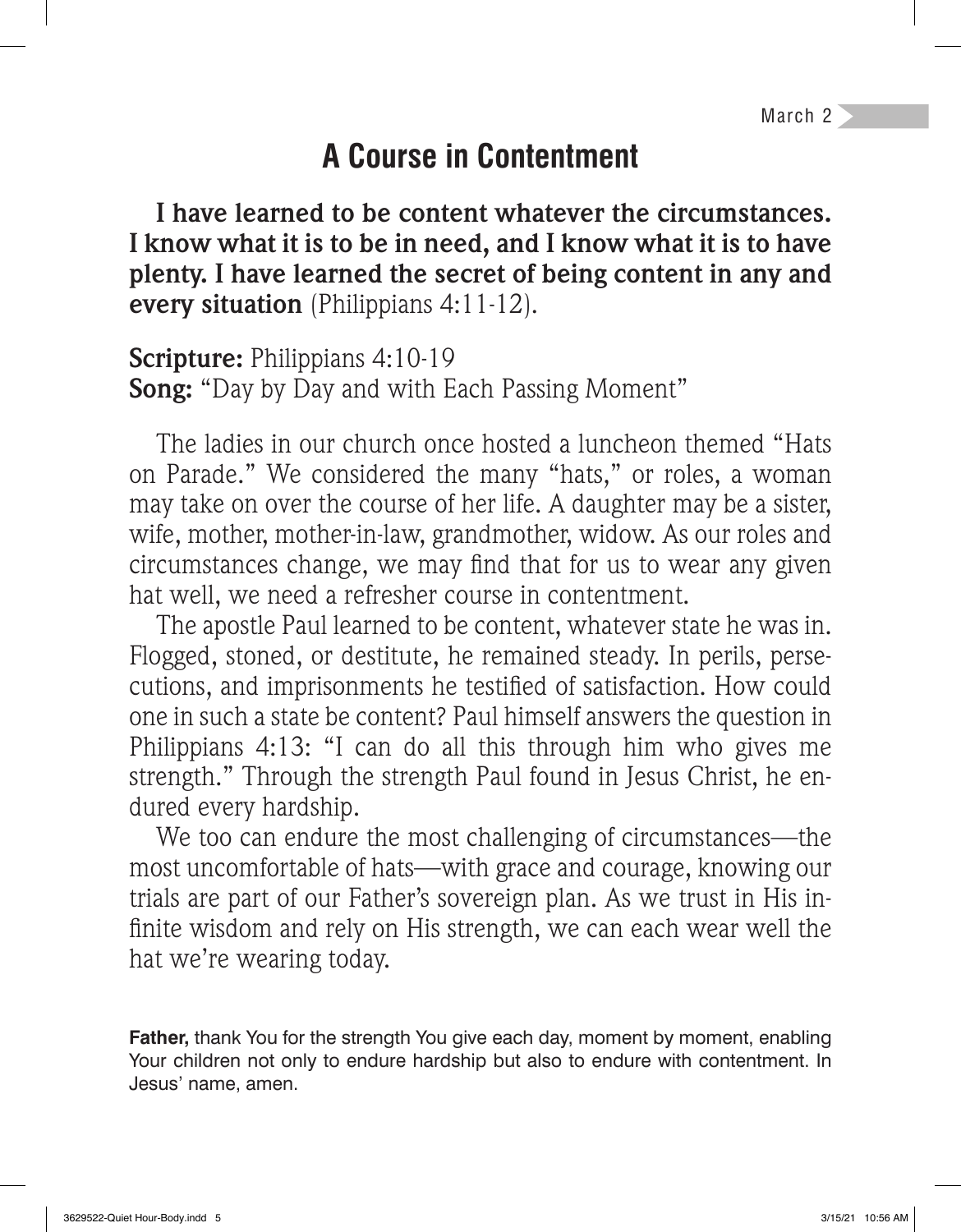March 2

# A Course in Contentment

**I have learned to be content whatever the circumstances. I know what it is to be in need, and I know what it is to have plenty. I have learned the secret of being content in any and every situation** (Philippians 4:11-12).

**Scripture:** Philippians 4:10-19
**Song:** "Day by Day and with Each Passing Moment"

The ladies in our church once hosted a luncheon themed "Hats on Parade." We considered the many "hats," or roles, a woman may take on over the course of her life. A daughter may be a sister, wife, mother, mother-in-law, grandmother, widow. As our roles and circumstances change, we may find that for us to wear any given hat well, we need a refresher course in contentment.

The apostle Paul learned to be content, whatever state he was in. Flogged, stoned, or destitute, he remained steady. In perils, persecutions, and imprisonments he testified of satisfaction. How could one in such a state be content? Paul himself answers the question in Philippians 4:13: "I can do all this through him who gives me strength." Through the strength Paul found in Jesus Christ, he endured every hardship.

We too can endure the most challenging of circumstances—the most uncomfortable of hats—with grace and courage, knowing our trials are part of our Father's sovereign plan. As we trust in His infinite wisdom and rely on His strength, we can each wear well the hat we're wearing today.

**Father,** thank You for the strength You give each day, moment by moment, enabling Your children not only to endure hardship but also to endure with contentment. In Jesus' name, amen.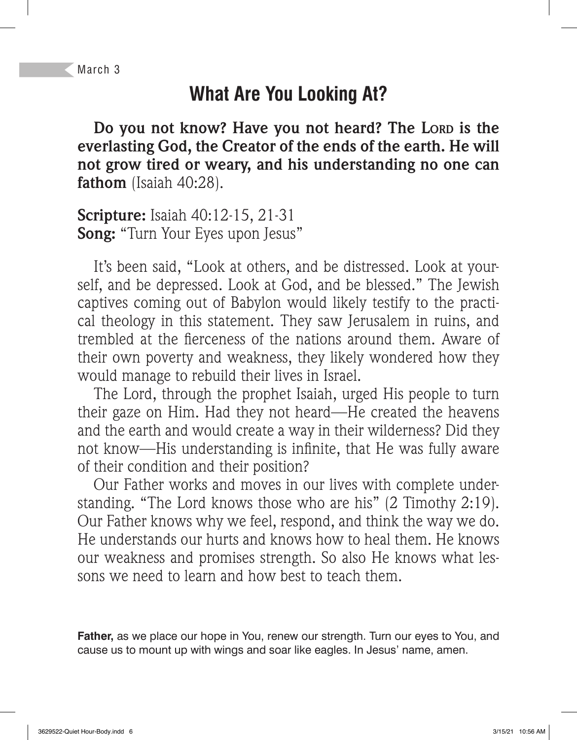March 3

# What Are You Looking At?

**Do you not know? Have you not heard? The LORD is the everlasting God, the Creator of the ends of the earth. He will not grow tired or weary, and his understanding no one can fathom** (Isaiah 40:28).

**Scripture:** Isaiah 40:12-15, 21-31
**Song:** "Turn Your Eyes upon Jesus"

It's been said, "Look at others, and be distressed. Look at yourself, and be depressed. Look at God, and be blessed." The Jewish captives coming out of Babylon would likely testify to the practical theology in this statement. They saw Jerusalem in ruins, and trembled at the fierceness of the nations around them. Aware of their own poverty and weakness, they likely wondered how they would manage to rebuild their lives in Israel.

The Lord, through the prophet Isaiah, urged His people to turn their gaze on Him. Had they not heard—He created the heavens and the earth and would create a way in their wilderness? Did they not know—His understanding is infinite, that He was fully aware of their condition and their position?

Our Father works and moves in our lives with complete understanding. "The Lord knows those who are his" (2 Timothy 2:19). Our Father knows why we feel, respond, and think the way we do. He understands our hurts and knows how to heal them. He knows our weakness and promises strength. So also He knows what lessons we need to learn and how best to teach them.

**Father,** as we place our hope in You, renew our strength. Turn our eyes to You, and cause us to mount up with wings and soar like eagles. In Jesus' name, amen.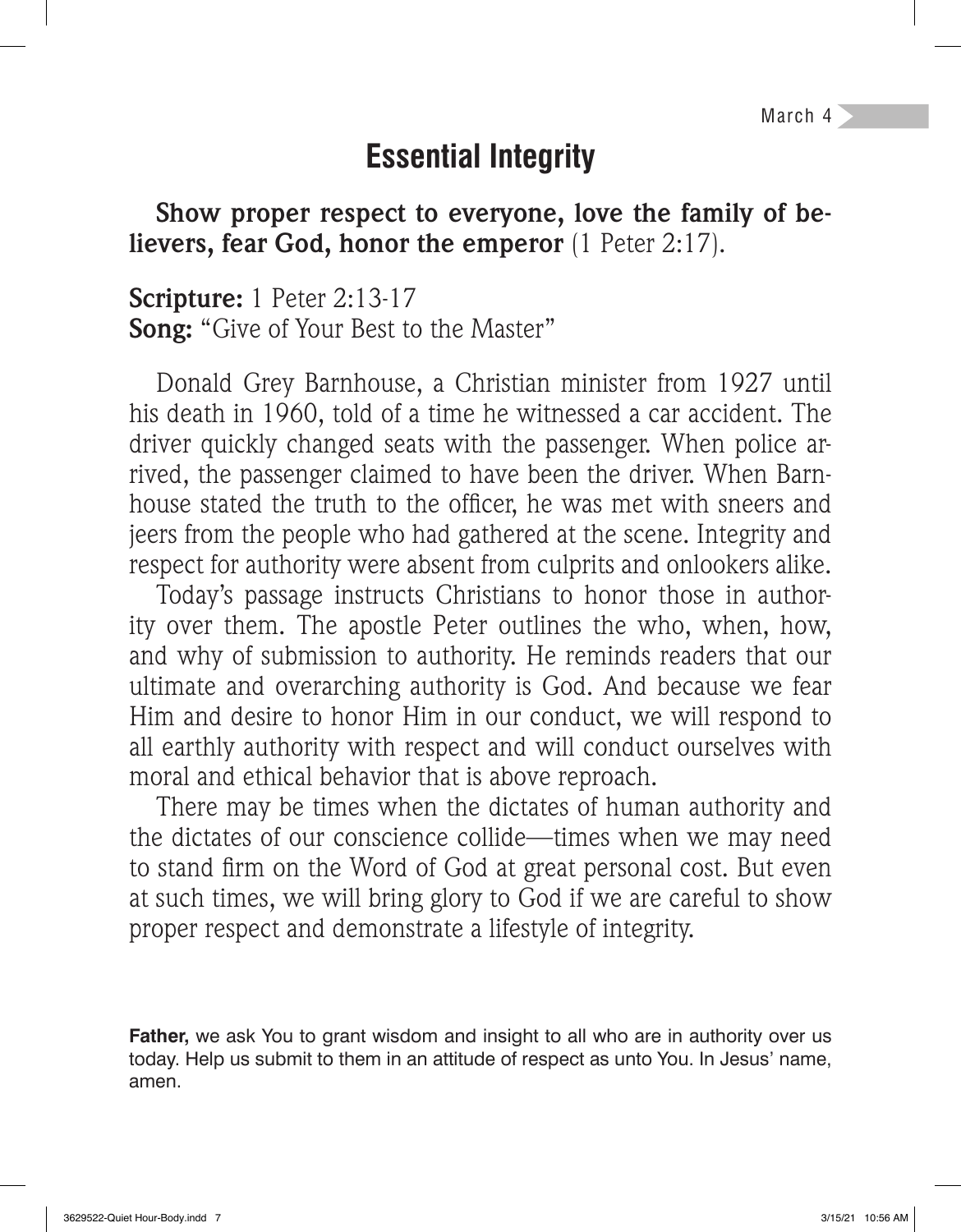March 4

# Essential Integrity

**Show proper respect to everyone, love the family of believers, fear God, honor the emperor** (1 Peter 2:17).

**Scripture:** 1 Peter 2:13-17
**Song:** "Give of Your Best to the Master"

Donald Grey Barnhouse, a Christian minister from 1927 until his death in 1960, told of a time he witnessed a car accident. The driver quickly changed seats with the passenger. When police arrived, the passenger claimed to have been the driver. When Barnhouse stated the truth to the officer, he was met with sneers and jeers from the people who had gathered at the scene. Integrity and respect for authority were absent from culprits and onlookers alike.

Today's passage instructs Christians to honor those in authority over them. The apostle Peter outlines the who, when, how, and why of submission to authority. He reminds readers that our ultimate and overarching authority is God. And because we fear Him and desire to honor Him in our conduct, we will respond to all earthly authority with respect and will conduct ourselves with moral and ethical behavior that is above reproach.

There may be times when the dictates of human authority and the dictates of our conscience collide—times when we may need to stand firm on the Word of God at great personal cost. But even at such times, we will bring glory to God if we are careful to show proper respect and demonstrate a lifestyle of integrity.

**Father,** we ask You to grant wisdom and insight to all who are in authority over us today. Help us submit to them in an attitude of respect as unto You. In Jesus' name, amen.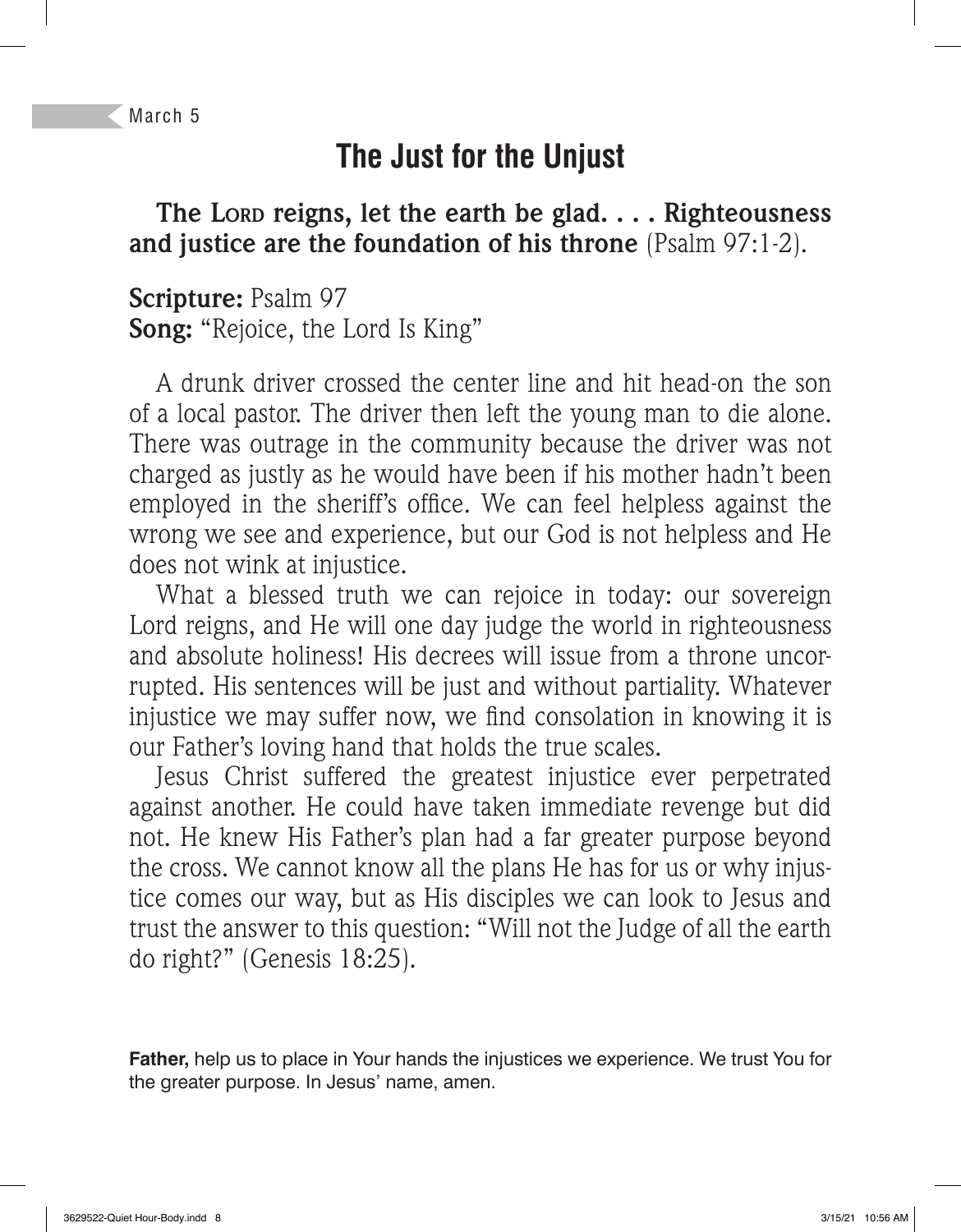March 5

# The Just for the Unjust

**The Lord reigns, let the earth be glad. . . . Righteousness and justice are the foundation of his throne** (Psalm 97:1-2).

**Scripture:** Psalm 97
**Song:** "Rejoice, the Lord Is King"

A drunk driver crossed the center line and hit head-on the son of a local pastor. The driver then left the young man to die alone. There was outrage in the community because the driver was not charged as justly as he would have been if his mother hadn't been employed in the sheriff's office. We can feel helpless against the wrong we see and experience, but our God is not helpless and He does not wink at injustice.

What a blessed truth we can rejoice in today: our sovereign Lord reigns, and He will one day judge the world in righteousness and absolute holiness! His decrees will issue from a throne uncorrupted. His sentences will be just and without partiality. Whatever injustice we may suffer now, we find consolation in knowing it is our Father's loving hand that holds the true scales.

Jesus Christ suffered the greatest injustice ever perpetrated against another. He could have taken immediate revenge but did not. He knew His Father's plan had a far greater purpose beyond the cross. We cannot know all the plans He has for us or why injustice comes our way, but as His disciples we can look to Jesus and trust the answer to this question: "Will not the Judge of all the earth do right?" (Genesis 18:25).

**Father,** help us to place in Your hands the injustices we experience. We trust You for the greater purpose. In Jesus' name, amen.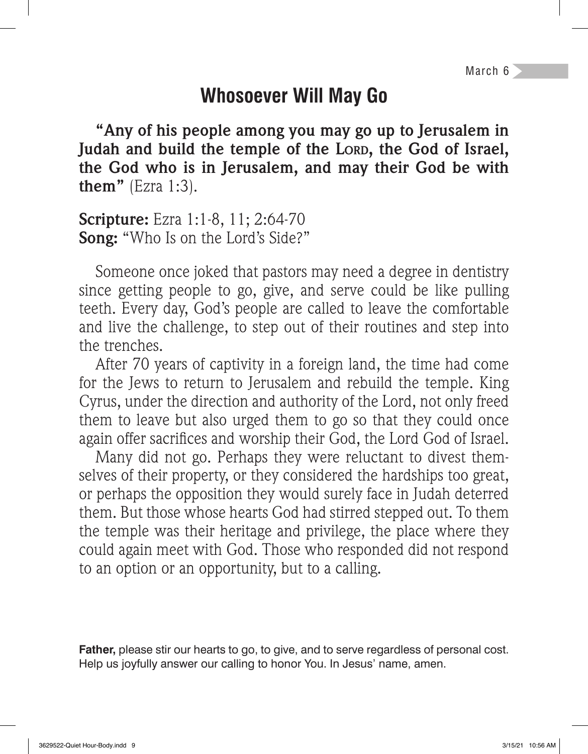March 6

# Whosoever Will May Go

**"Any of his people among you may go up to Jerusalem in Judah and build the temple of the Lord, the God of Israel, the God who is in Jerusalem, and may their God be with them"** (Ezra 1:3).

**Scripture:** Ezra 1:1-8, 11; 2:64-70
**Song:** "Who Is on the Lord's Side?"

Someone once joked that pastors may need a degree in dentistry since getting people to go, give, and serve could be like pulling teeth. Every day, God's people are called to leave the comfortable and live the challenge, to step out of their routines and step into the trenches.

After 70 years of captivity in a foreign land, the time had come for the Jews to return to Jerusalem and rebuild the temple. King Cyrus, under the direction and authority of the Lord, not only freed them to leave but also urged them to go so that they could once again offer sacrifices and worship their God, the Lord God of Israel.

Many did not go. Perhaps they were reluctant to divest themselves of their property, or they considered the hardships too great, or perhaps the opposition they would surely face in Judah deterred them. But those whose hearts God had stirred stepped out. To them the temple was their heritage and privilege, the place where they could again meet with God. Those who responded did not respond to an option or an opportunity, but to a calling.

**Father,** please stir our hearts to go, to give, and to serve regardless of personal cost. Help us joyfully answer our calling to honor You. In Jesus' name, amen.